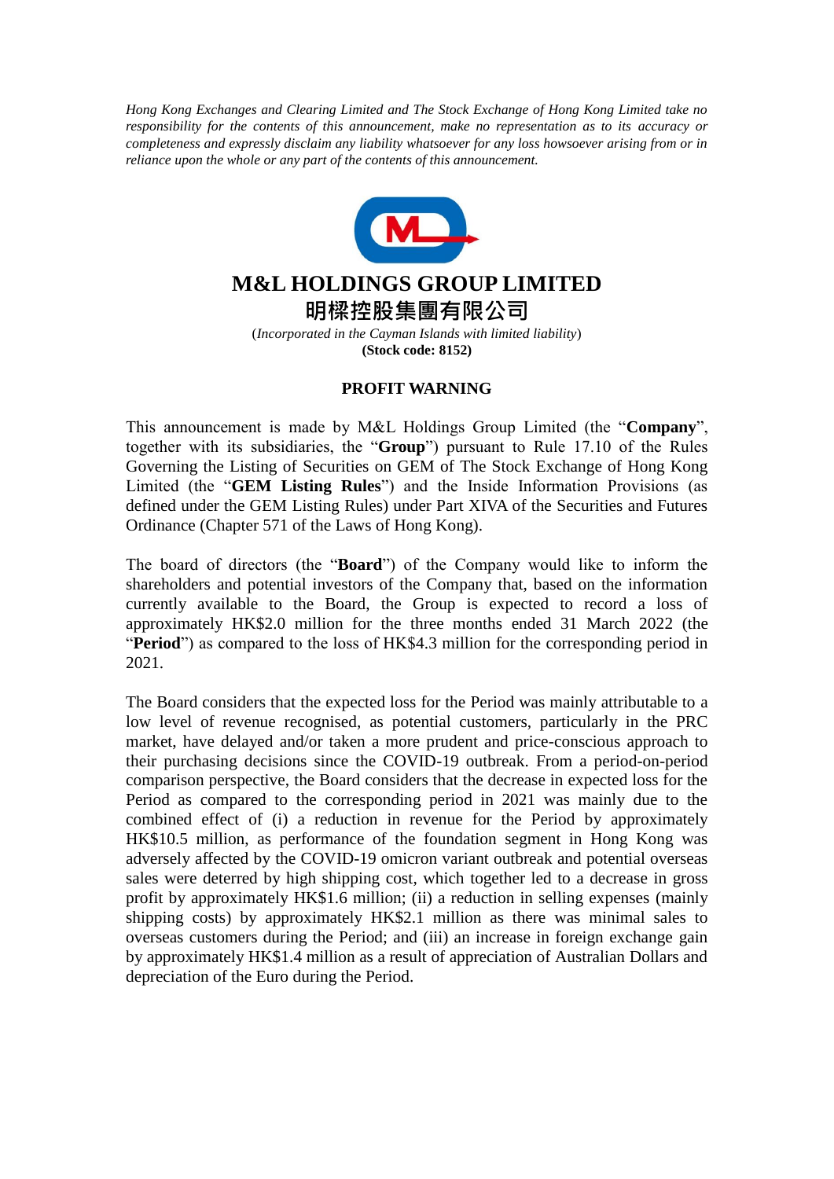*Hong Kong Exchanges and Clearing Limited and The Stock Exchange of Hong Kong Limited take no responsibility for the contents of this announcement, make no representation as to its accuracy or completeness and expressly disclaim any liability whatsoever for any loss howsoever arising from or in reliance upon the whole or any part of the contents of this announcement.*

# M&L HOLDINGS GROUP LIMITED

# 明樑控股集團有限公司

(*Incorporated in the Cayman Islands with limited liability*)

**(Stock code: 8152)**

## PROFIT WARNING

This announcement is made by M&L Holdings Group Limited (the "**Company**", together with its subsidiaries, the "**Group**") pursuant to Rule 17.10 of the Rules Governing the Listing of Securities on GEM of The Stock Exchange of Hong Kong Limited (the "**GEM Listing Rules**") and the Inside Information Provisions (as defined under the GEM Listing Rules) under Part XIVA of the Securities and Futures Ordinance (Chapter 571 of the Laws of Hong Kong).

The board of directors (the "**Board**") of the Company would like to inform the shareholders and potential investors of the Company that, based on the information currently available to the Board, the Group is expected to record a loss of approximately HK$2.0 million for the three months ended 31 March 2022 (the "**Period**") as compared to the loss of HK$4.3 million for the corresponding period in 2021.

The Board considers that the expected loss for the Period was mainly attributable to a low level of revenue recognised, as potential customers, particularly in the PRC market, have delayed and/or taken a more prudent and price-conscious approach to their purchasing decisions since the COVID-19 outbreak. From a period-on-period comparison perspective, the Board considers that the decrease in expected loss for the Period as compared to the corresponding period in 2021 was mainly due to the combined effect of (i) a reduction in revenue for the Period by approximately HK$10.5 million, as performance of the foundation segment in Hong Kong was adversely affected by the COVID-19 omicron variant outbreak and potential overseas sales were deterred by high shipping cost, which together led to a decrease in gross profit by approximately HK$1.6 million; (ii) a reduction in selling expenses (mainly shipping costs) by approximately HK$2.1 million as there was minimal sales to overseas customers during the Period; and (iii) an increase in foreign exchange gain by approximately HK$1.4 million as a result of appreciation of Australian Dollars and depreciation of the Euro during the Period.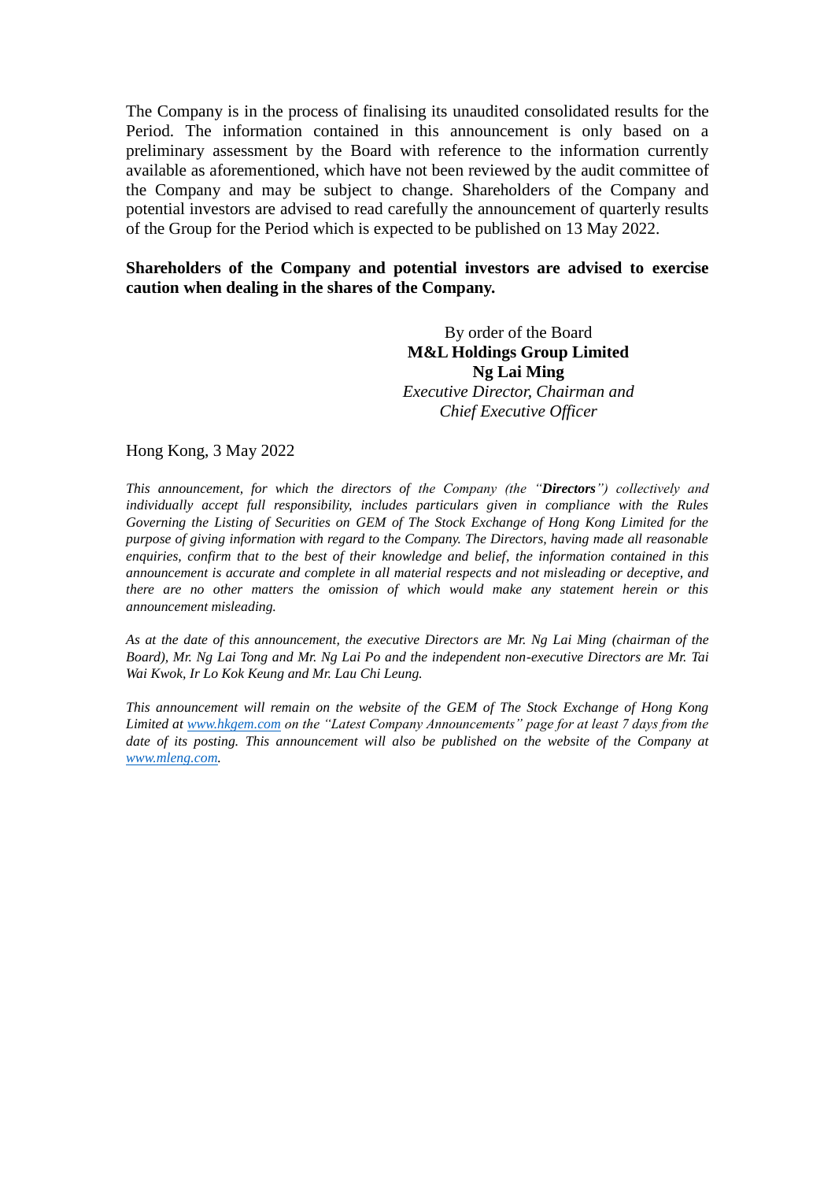The Company is in the process of finalising its unaudited consolidated results for the Period. The information contained in this announcement is only based on a preliminary assessment by the Board with reference to the information currently available as aforementioned, which have not been reviewed by the audit committee of the Company and may be subject to change. Shareholders of the Company and potential investors are advised to read carefully the announcement of quarterly results of the Group for the Period which is expected to be published on 13 May 2022.

**Shareholders of the Company and potential investors are advised to exercise caution when dealing in the shares of the Company.**

By order of the Board
**M&L Holdings Group Limited**
**Ng Lai Ming**
*Executive Director, Chairman and Chief Executive Officer*

Hong Kong, 3 May 2022

*This announcement, for which the directors of the Company (the "****Directors****") collectively and individually accept full responsibility, includes particulars given in compliance with the Rules Governing the Listing of Securities on GEM of The Stock Exchange of Hong Kong Limited for the purpose of giving information with regard to the Company. The Directors, having made all reasonable enquiries, confirm that to the best of their knowledge and belief, the information contained in this announcement is accurate and complete in all material respects and not misleading or deceptive, and there are no other matters the omission of which would make any statement herein or this announcement misleading.*

*As at the date of this announcement, the executive Directors are Mr. Ng Lai Ming (chairman of the Board), Mr. Ng Lai Tong and Mr. Ng Lai Po and the independent non-executive Directors are Mr. Tai Wai Kwok, Ir Lo Kok Keung and Mr. Lau Chi Leung.*

*This announcement will remain on the website of the GEM of The Stock Exchange of Hong Kong Limited at www.hkgem.com on the "Latest Company Announcements" page for at least 7 days from the date of its posting. This announcement will also be published on the website of the Company at www.mleng.com.*